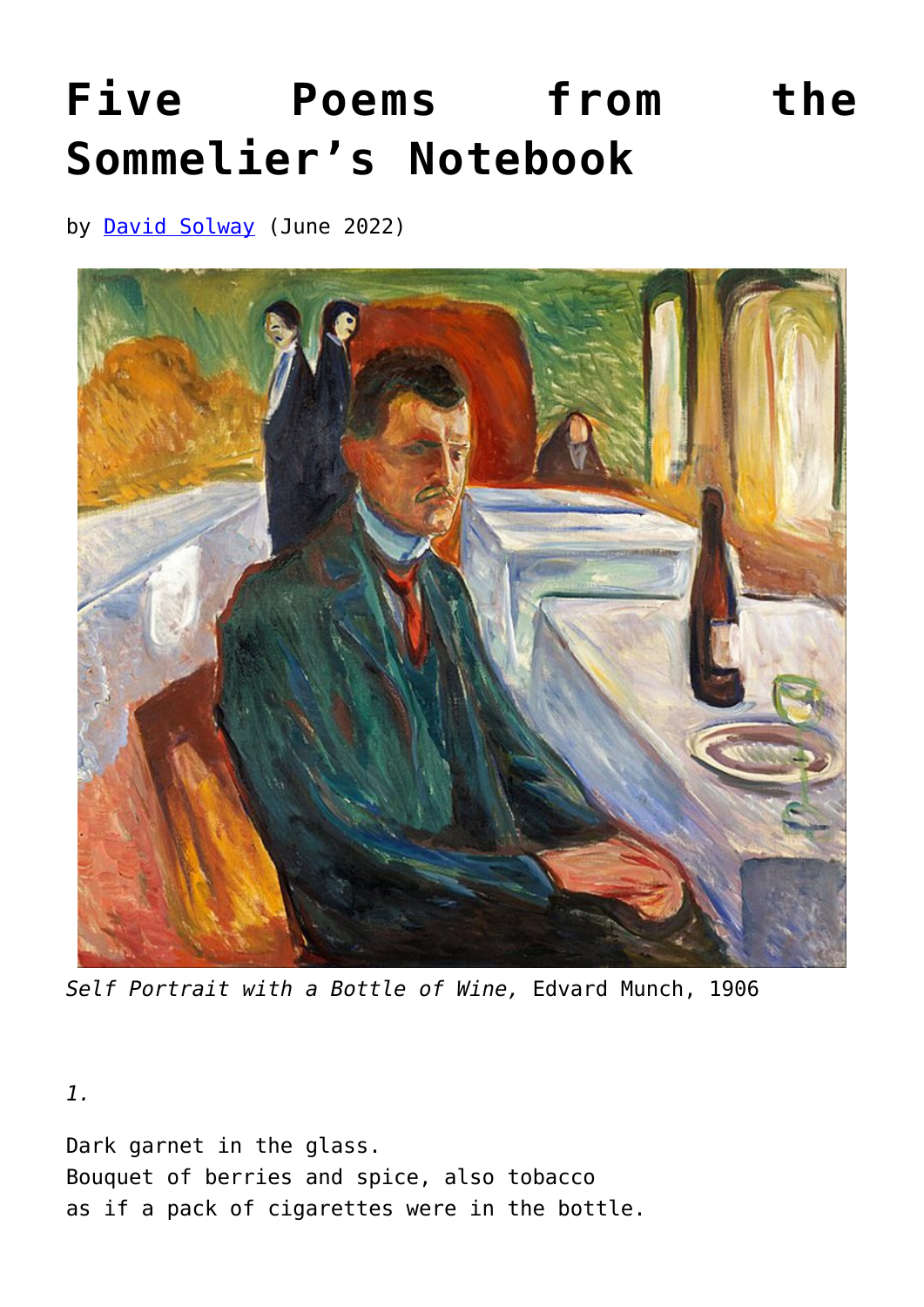# Five Poems from the Sommelier's Notebook

by David Solway (June 2022)

*Self Portrait with a Bottle of Wine,* Edvard Munch, 1906

*1.*

Dark garnet in the glass.
Bouquet of berries and spice, also tobacco
as if a pack of cigarettes were in the bottle.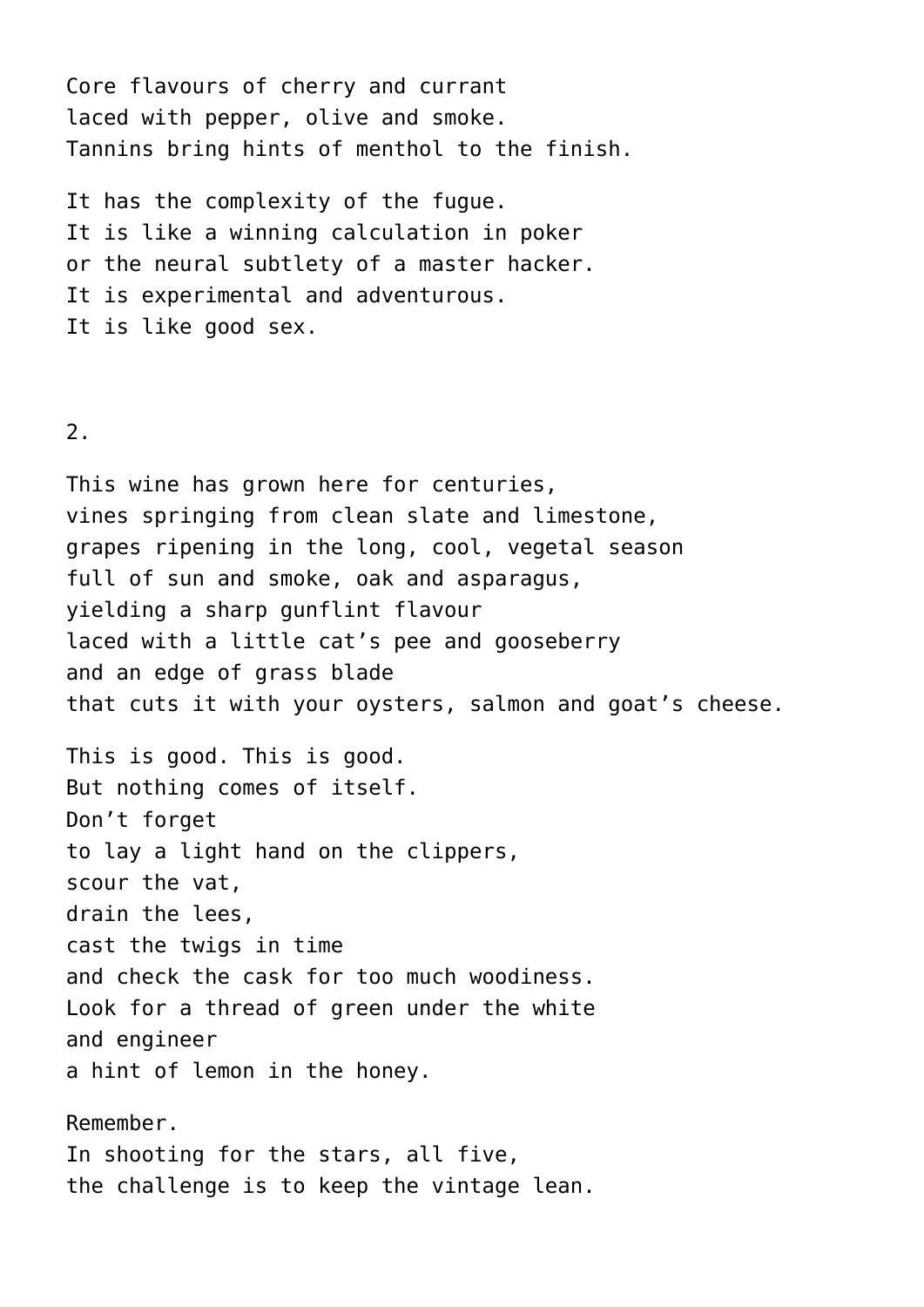Core flavours of cherry and currant
laced with pepper, olive and smoke.
Tannins bring hints of menthol to the finish.

It has the complexity of the fugue.
It is like a winning calculation in poker
or the neural subtlety of a master hacker.
It is experimental and adventurous.
It is like good sex.

2.

This wine has grown here for centuries,
vines springing from clean slate and limestone,
grapes ripening in the long, cool, vegetal season
full of sun and smoke, oak and asparagus,
yielding a sharp gunflint flavour
laced with a little cat's pee and gooseberry
and an edge of grass blade
that cuts it with your oysters, salmon and goat's cheese.

This is good. This is good.
But nothing comes of itself.
Don't forget
to lay a light hand on the clippers,
scour the vat,
drain the lees,
cast the twigs in time
and check the cask for too much woodiness.
Look for a thread of green under the white
and engineer
a hint of lemon in the honey.

Remember.
In shooting for the stars, all five,
the challenge is to keep the vintage lean.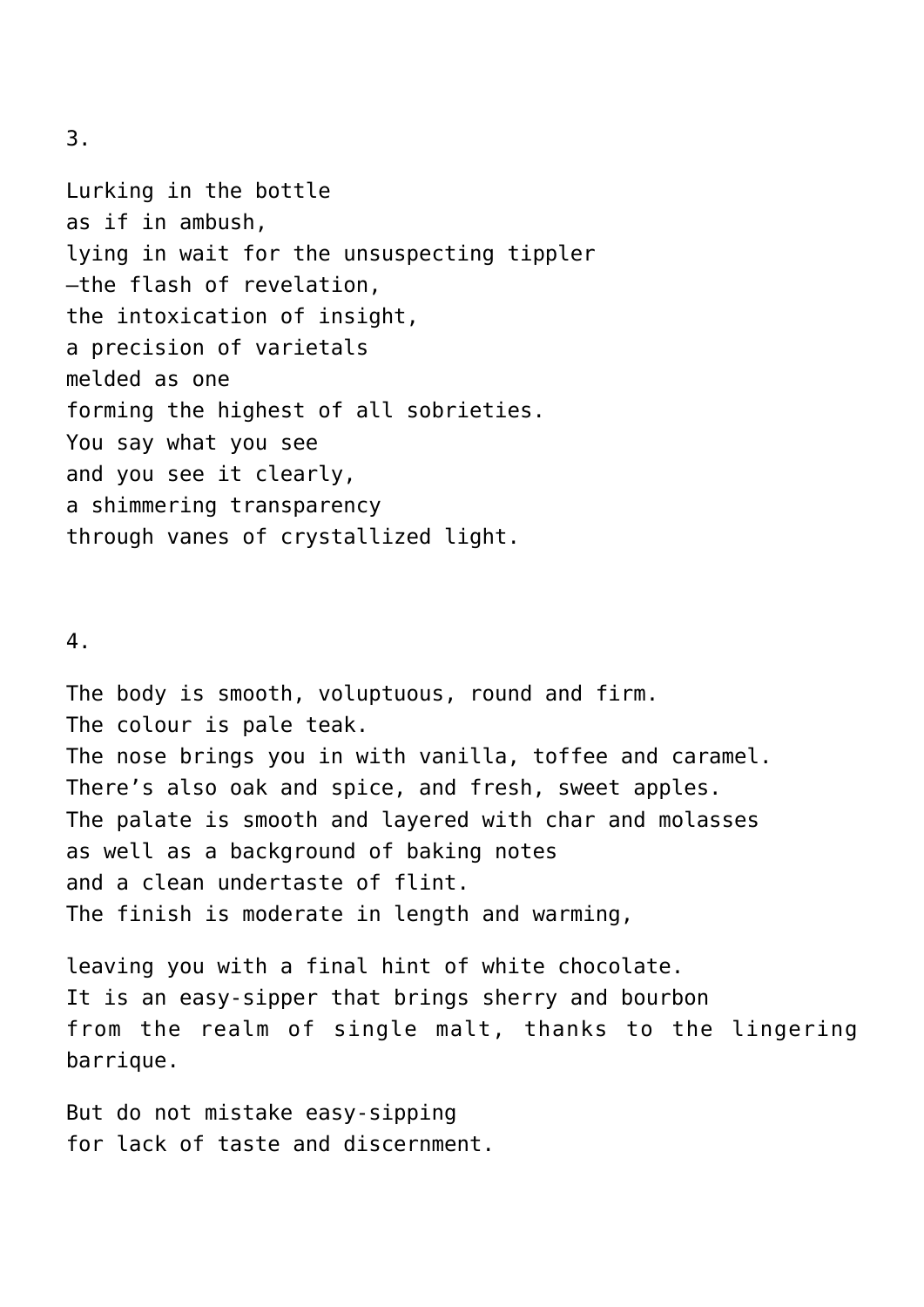3.

Lurking in the bottle  
as if in ambush,  
lying in wait for the unsuspecting tippler  
—the flash of revelation,  
the intoxication of insight,  
a precision of varietals  
melded as one  
forming the highest of all sobrieties.  
You say what you see  
and you see it clearly,  
a shimmering transparency  
through vanes of crystallized light.

4.

The body is smooth, voluptuous, round and firm.  
The colour is pale teak.  
The nose brings you in with vanilla, toffee and caramel.  
There's also oak and spice, and fresh, sweet apples.  
The palate is smooth and layered with char and molasses  
as well as a background of baking notes  
and a clean undertaste of flint.  
The finish is moderate in length and warming,

leaving you with a final hint of white chocolate.  
It is an easy-sipper that brings sherry and bourbon  
from the realm of single malt, thanks to the lingering barrique.

But do not mistake easy-sipping  
for lack of taste and discernment.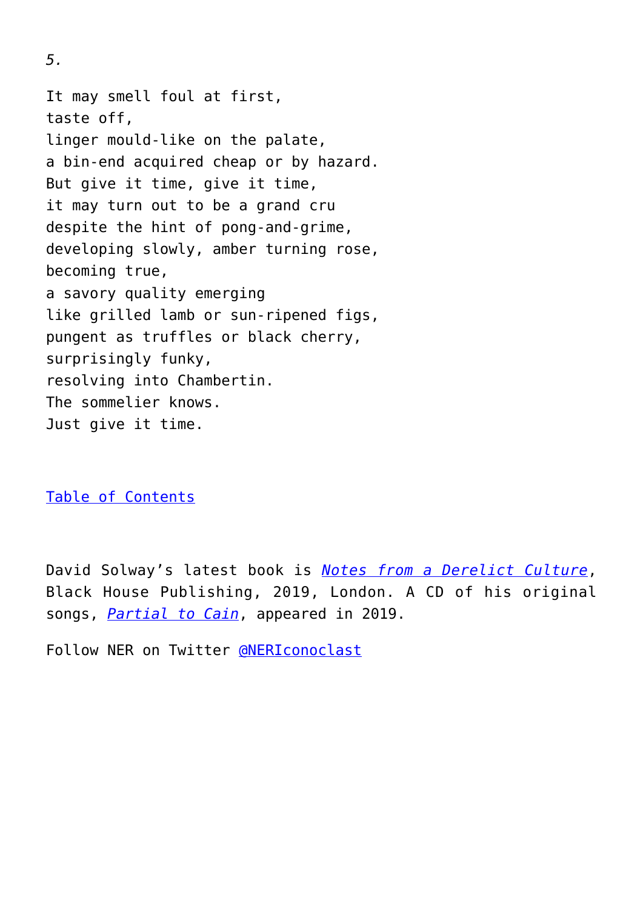*5.*

It may smell foul at first,  
taste off,  
linger mould-like on the palate,  
a bin-end acquired cheap or by hazard.  
But give it time, give it time,  
it may turn out to be a grand cru  
despite the hint of pong-and-grime,  
developing slowly, amber turning rose,  
becoming true,  
a savory quality emerging  
like grilled lamb or sun-ripened figs,  
pungent as truffles or black cherry,  
surprisingly funky,  
resolving into Chambertin.  
The sommelier knows.  
Just give it time.

[Table of Contents]

David Solway's latest book is *[Notes from a Derelict Culture]*, Black House Publishing, 2019, London. A CD of his original songs, *[Partial to Cain]*, appeared in 2019.

Follow NER on Twitter [@NERIconoclast]